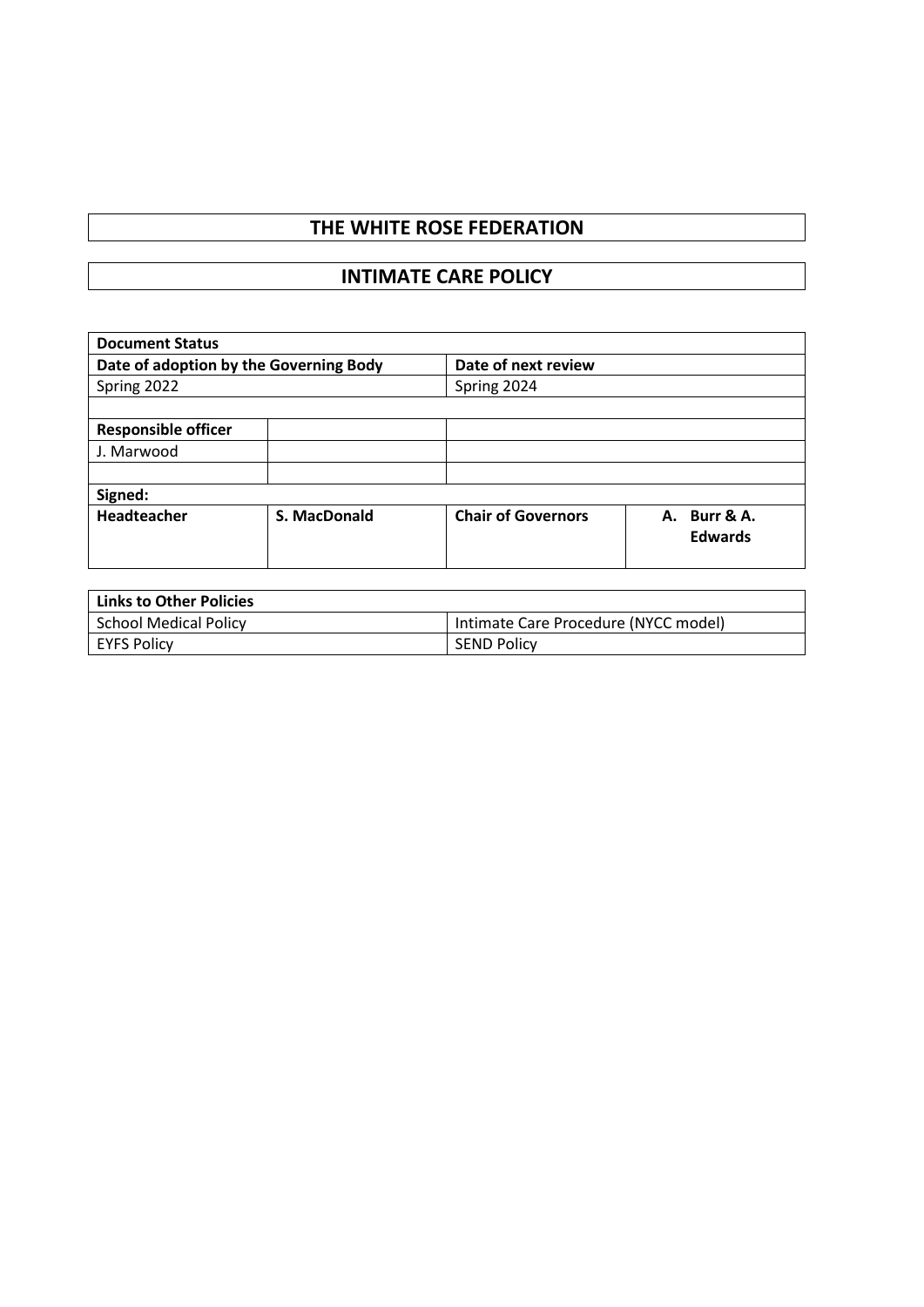# THE WHITE ROSE FEDERATION

## INTIMATE CARE POLICY

| **Document Status** | | | |
|---|---|---|---|
| **Date of adoption by the Governing Body** | | **Date of next review** | |
| Spring 2022 | | Spring 2024 | |
| | | | |
| **Responsible officer** | | | |
| J. Marwood | | | |
| | | | |
| **Signed:** | | | |
| **Headteacher** | **S. MacDonald** | **Chair of Governors** | **A. Burr & A. Edwards** |

| **Links to Other Policies** | |
|---|---|
| School Medical Policy | Intimate Care Procedure (NYCC model) |
| EYFS Policy | SEND Policy |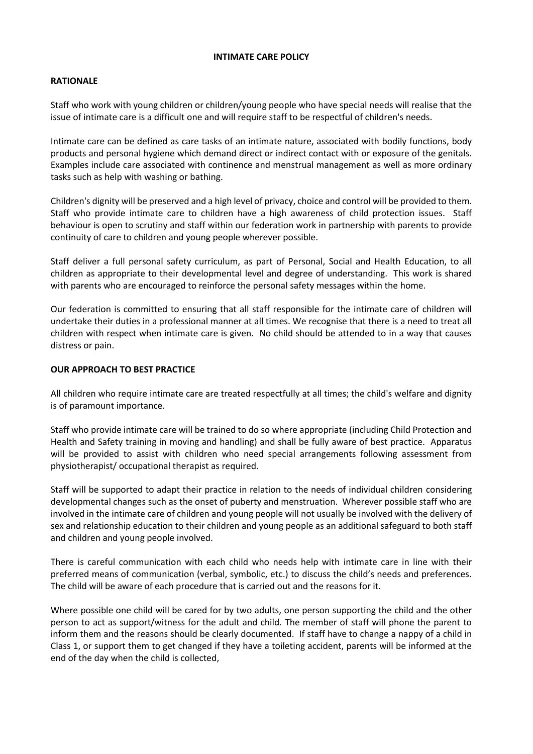# INTIMATE CARE POLICY

## RATIONALE

Staff who work with young children or children/young people who have special needs will realise that the issue of intimate care is a difficult one and will require staff to be respectful of children's needs.

Intimate care can be defined as care tasks of an intimate nature, associated with bodily functions, body products and personal hygiene which demand direct or indirect contact with or exposure of the genitals. Examples include care associated with continence and menstrual management as well as more ordinary tasks such as help with washing or bathing.

Children's dignity will be preserved and a high level of privacy, choice and control will be provided to them. Staff who provide intimate care to children have a high awareness of child protection issues. Staff behaviour is open to scrutiny and staff within our federation work in partnership with parents to provide continuity of care to children and young people wherever possible.

Staff deliver a full personal safety curriculum, as part of Personal, Social and Health Education, to all children as appropriate to their developmental level and degree of understanding. This work is shared with parents who are encouraged to reinforce the personal safety messages within the home.

Our federation is committed to ensuring that all staff responsible for the intimate care of children will undertake their duties in a professional manner at all times. We recognise that there is a need to treat all children with respect when intimate care is given. No child should be attended to in a way that causes distress or pain.

## OUR APPROACH TO BEST PRACTICE

All children who require intimate care are treated respectfully at all times; the child's welfare and dignity is of paramount importance.

Staff who provide intimate care will be trained to do so where appropriate (including Child Protection and Health and Safety training in moving and handling) and shall be fully aware of best practice. Apparatus will be provided to assist with children who need special arrangements following assessment from physiotherapist/ occupational therapist as required.

Staff will be supported to adapt their practice in relation to the needs of individual children considering developmental changes such as the onset of puberty and menstruation. Wherever possible staff who are involved in the intimate care of children and young people will not usually be involved with the delivery of sex and relationship education to their children and young people as an additional safeguard to both staff and children and young people involved.

There is careful communication with each child who needs help with intimate care in line with their preferred means of communication (verbal, symbolic, etc.) to discuss the child's needs and preferences. The child will be aware of each procedure that is carried out and the reasons for it.

Where possible one child will be cared for by two adults, one person supporting the child and the other person to act as support/witness for the adult and child. The member of staff will phone the parent to inform them and the reasons should be clearly documented. If staff have to change a nappy of a child in Class 1, or support them to get changed if they have a toileting accident, parents will be informed at the end of the day when the child is collected,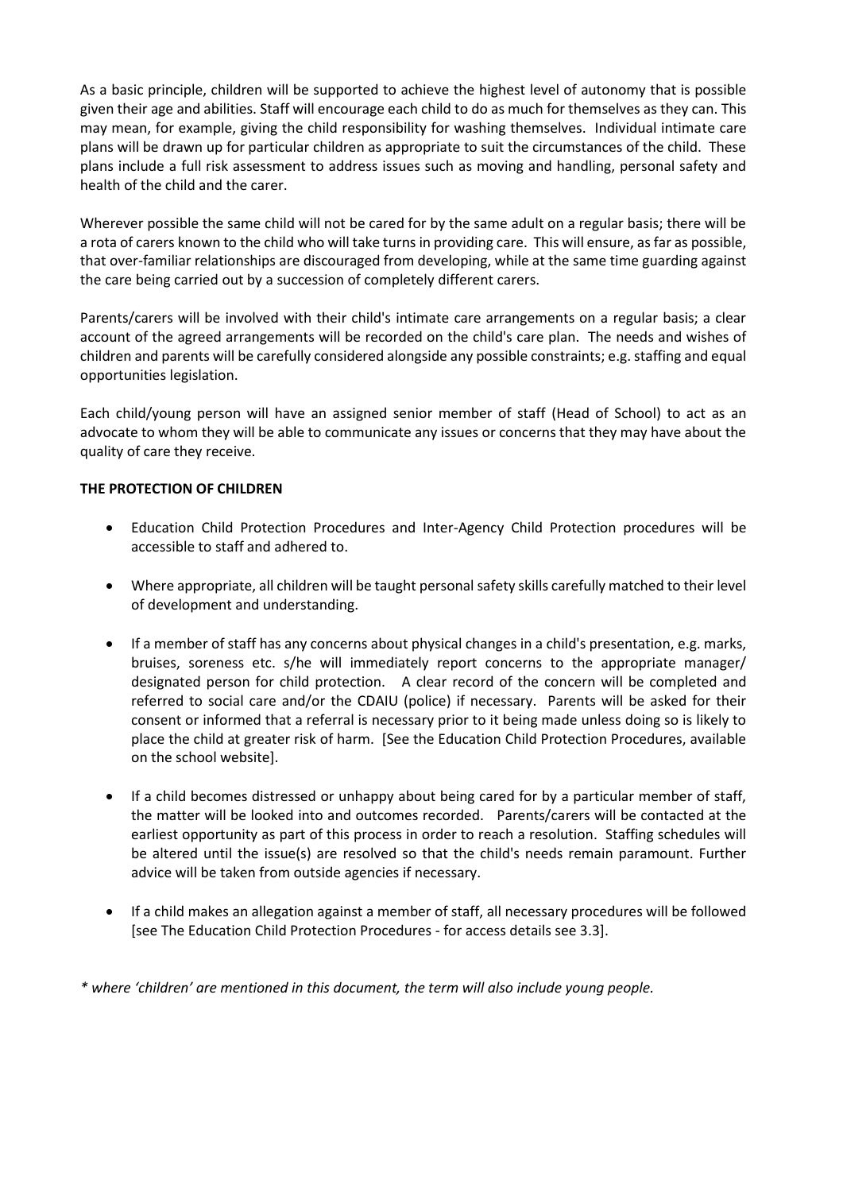As a basic principle, children will be supported to achieve the highest level of autonomy that is possible given their age and abilities. Staff will encourage each child to do as much for themselves as they can. This may mean, for example, giving the child responsibility for washing themselves. Individual intimate care plans will be drawn up for particular children as appropriate to suit the circumstances of the child. These plans include a full risk assessment to address issues such as moving and handling, personal safety and health of the child and the carer.

Wherever possible the same child will not be cared for by the same adult on a regular basis; there will be a rota of carers known to the child who will take turns in providing care. This will ensure, as far as possible, that over-familiar relationships are discouraged from developing, while at the same time guarding against the care being carried out by a succession of completely different carers.

Parents/carers will be involved with their child's intimate care arrangements on a regular basis; a clear account of the agreed arrangements will be recorded on the child's care plan. The needs and wishes of children and parents will be carefully considered alongside any possible constraints; e.g. staffing and equal opportunities legislation.

Each child/young person will have an assigned senior member of staff (Head of School) to act as an advocate to whom they will be able to communicate any issues or concerns that they may have about the quality of care they receive.

**THE PROTECTION OF CHILDREN**

- Education Child Protection Procedures and Inter-Agency Child Protection procedures will be accessible to staff and adhered to.
- Where appropriate, all children will be taught personal safety skills carefully matched to their level of development and understanding.
- If a member of staff has any concerns about physical changes in a child's presentation, e.g. marks, bruises, soreness etc. s/he will immediately report concerns to the appropriate manager/ designated person for child protection. A clear record of the concern will be completed and referred to social care and/or the CDAIU (police) if necessary. Parents will be asked for their consent or informed that a referral is necessary prior to it being made unless doing so is likely to place the child at greater risk of harm. [See the Education Child Protection Procedures, available on the school website].
- If a child becomes distressed or unhappy about being cared for by a particular member of staff, the matter will be looked into and outcomes recorded. Parents/carers will be contacted at the earliest opportunity as part of this process in order to reach a resolution. Staffing schedules will be altered until the issue(s) are resolved so that the child's needs remain paramount. Further advice will be taken from outside agencies if necessary.
- If a child makes an allegation against a member of staff, all necessary procedures will be followed [see The Education Child Protection Procedures - for access details see 3.3].

*\* where 'children' are mentioned in this document, the term will also include young people.*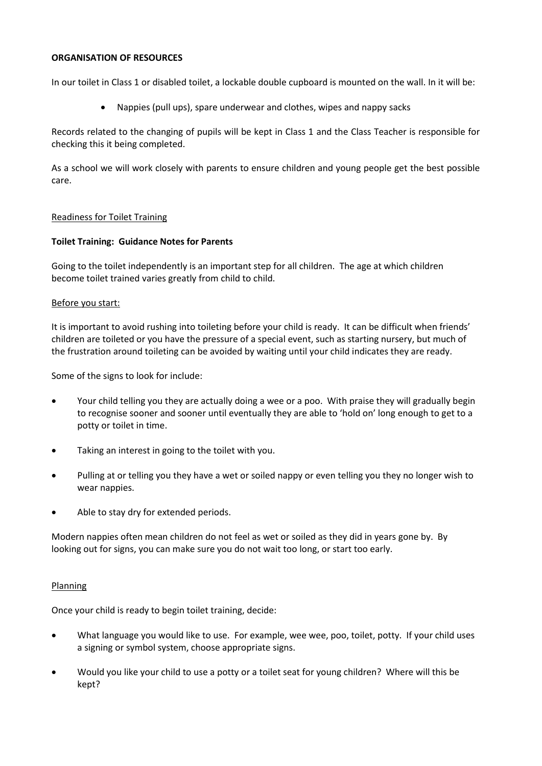**ORGANISATION OF RESOURCES**

In our toilet in Class 1 or disabled toilet, a lockable double cupboard is mounted on the wall. In it will be:

- Nappies (pull ups), spare underwear and clothes, wipes and nappy sacks

Records related to the changing of pupils will be kept in Class 1 and the Class Teacher is responsible for checking this it being completed.

As a school we will work closely with parents to ensure children and young people get the best possible care.

<u>Readiness for Toilet Training</u>

**Toilet Training: Guidance Notes for Parents**

Going to the toilet independently is an important step for all children. The age at which children become toilet trained varies greatly from child to child.

<u>Before you start:</u>

It is important to avoid rushing into toileting before your child is ready. It can be difficult when friends' children are toileted or you have the pressure of a special event, such as starting nursery, but much of the frustration around toileting can be avoided by waiting until your child indicates they are ready.

Some of the signs to look for include:

- Your child telling you they are actually doing a wee or a poo. With praise they will gradually begin to recognise sooner and sooner until eventually they are able to 'hold on' long enough to get to a potty or toilet in time.
- Taking an interest in going to the toilet with you.
- Pulling at or telling you they have a wet or soiled nappy or even telling you they no longer wish to wear nappies.
- Able to stay dry for extended periods.

Modern nappies often mean children do not feel as wet or soiled as they did in years gone by. By looking out for signs, you can make sure you do not wait too long, or start too early.

<u>Planning</u>

Once your child is ready to begin toilet training, decide:

- What language you would like to use. For example, wee wee, poo, toilet, potty. If your child uses a signing or symbol system, choose appropriate signs.
- Would you like your child to use a potty or a toilet seat for young children? Where will this be kept?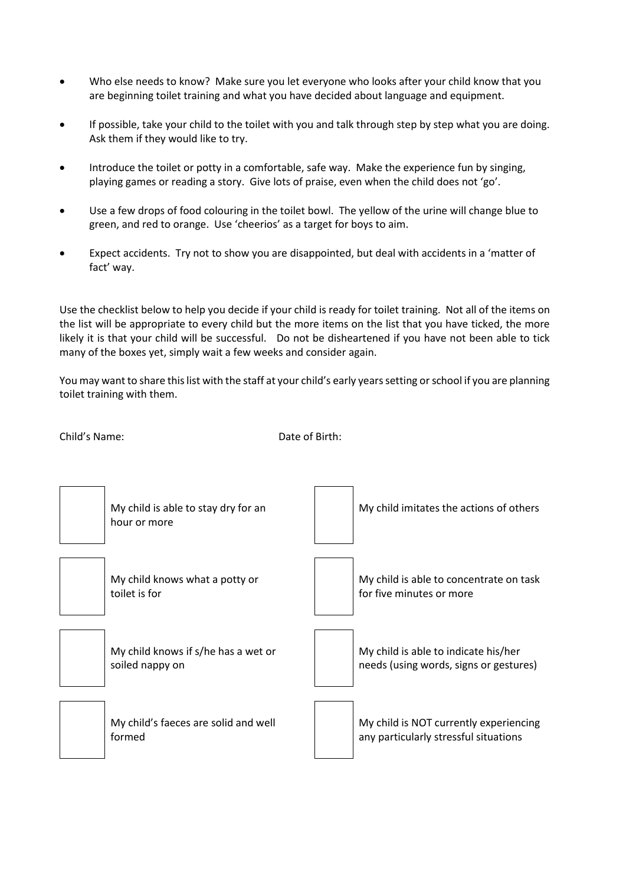- Who else needs to know? Make sure you let everyone who looks after your child know that you are beginning toilet training and what you have decided about language and equipment.
- If possible, take your child to the toilet with you and talk through step by step what you are doing. Ask them if they would like to try.
- Introduce the toilet or potty in a comfortable, safe way. Make the experience fun by singing, playing games or reading a story. Give lots of praise, even when the child does not 'go'.
- Use a few drops of food colouring in the toilet bowl. The yellow of the urine will change blue to green, and red to orange. Use 'cheerios' as a target for boys to aim.
- Expect accidents. Try not to show you are disappointed, but deal with accidents in a 'matter of fact' way.

Use the checklist below to help you decide if your child is ready for toilet training. Not all of the items on the list will be appropriate to every child but the more items on the list that you have ticked, the more likely it is that your child will be successful. Do not be disheartened if you have not been able to tick many of the boxes yet, simply wait a few weeks and consider again.

You may want to share this list with the staff at your child's early years setting or school if you are planning toilet training with them.

Child's Name: Date of Birth:

| ☐ | | ☐ | |
|---|---|---|---|
| ☐ | My child is able to stay dry for an hour or more | ☐ | My child imitates the actions of others |
| ☐ | My child knows what a potty or toilet is for | ☐ | My child is able to concentrate on task for five minutes or more |
| ☐ | My child knows if s/he has a wet or soiled nappy on | ☐ | My child is able to indicate his/her needs (using words, signs or gestures) |
| ☐ | My child's faeces are solid and well formed | ☐ | My child is NOT currently experiencing any particularly stressful situations |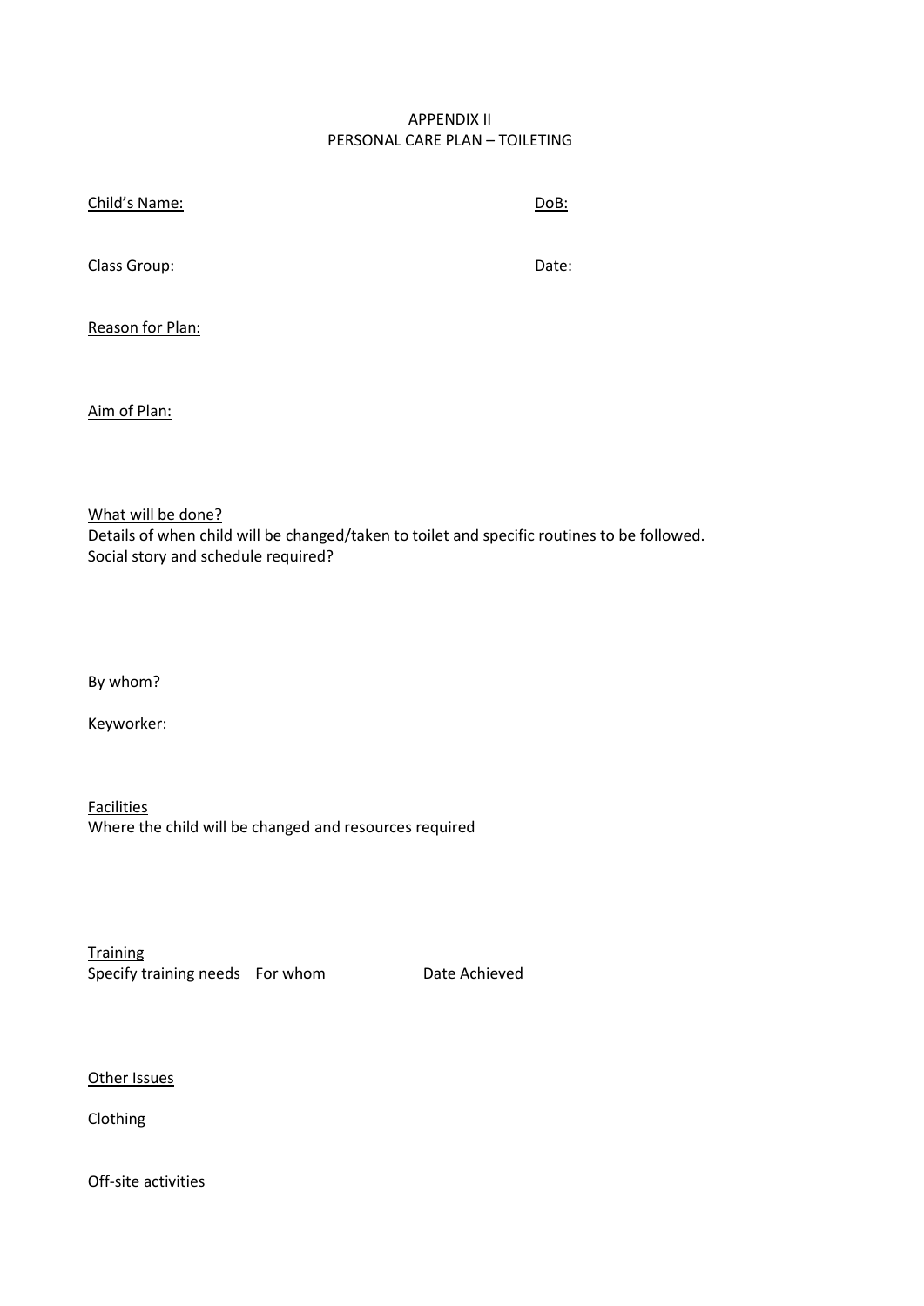APPENDIX II
PERSONAL CARE PLAN – TOILETING

Child's Name: DoB:

Class Group: Date:

Reason for Plan:

Aim of Plan:

What will be done?
Details of when child will be changed/taken to toilet and specific routines to be followed.
Social story and schedule required?

By whom?

Keyworker:

Facilities
Where the child will be changed and resources required

Training

| Specify training needs | For whom | Date Achieved |
|---|---|---|

Other Issues

Clothing

Off-site activities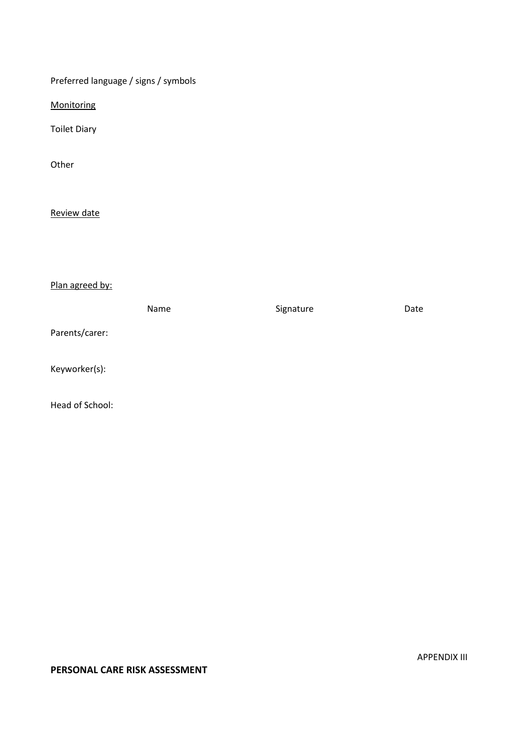Preferred language / signs / symbols

<u>Monitoring</u>

Toilet Diary

Other

<u>Review date</u>

<u>Plan agreed by:</u>

| | Name | Signature | Date |
|---|---|---|---|
| Parents/carer: | | | |
| Keyworker(s): | | | |
| Head of School: | | | |

APPENDIX III

**PERSONAL CARE RISK ASSESSMENT**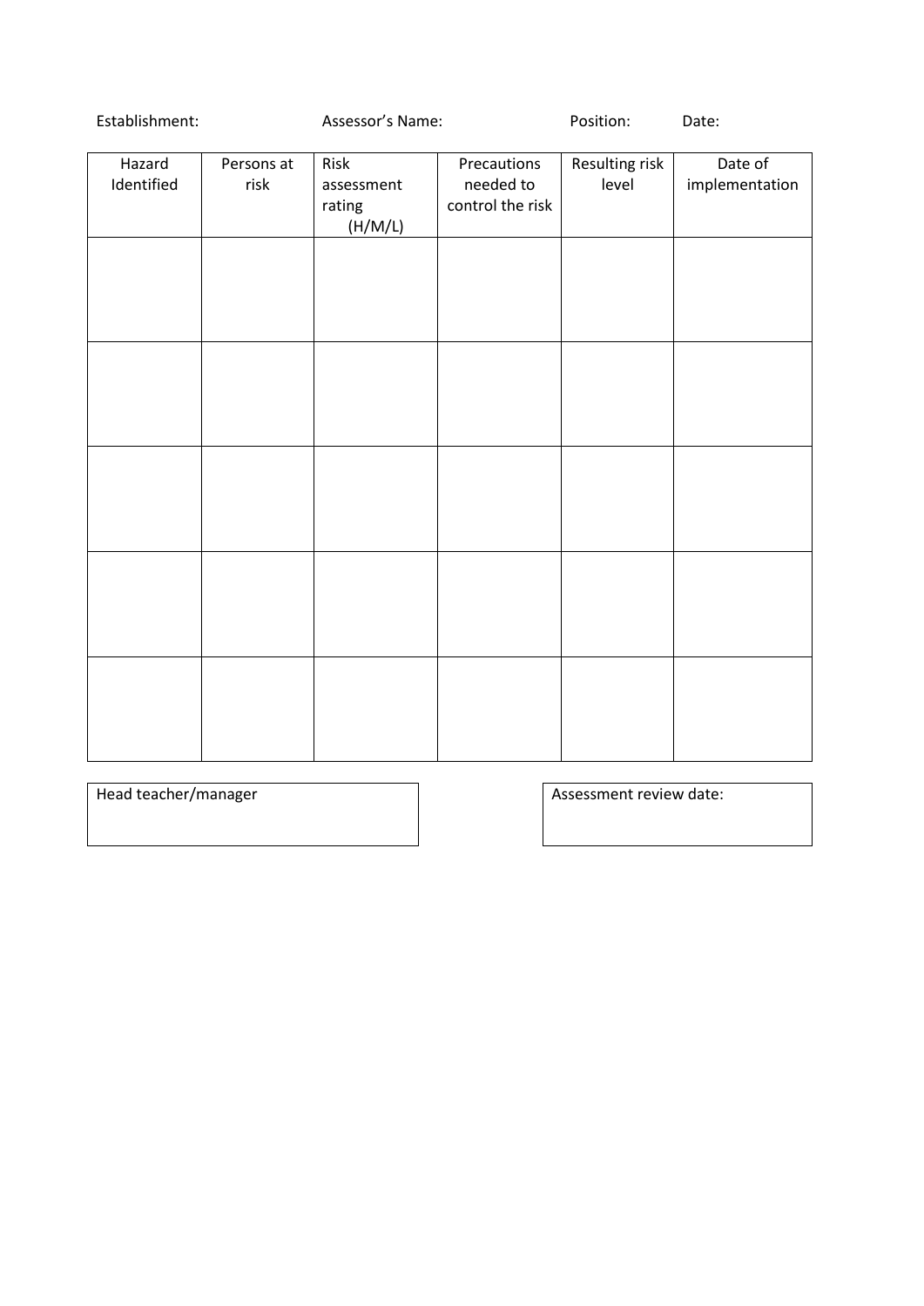Establishment: Assessor's Name: Position: Date:

| Hazard Identified | Persons at risk | Risk assessment rating (H/M/L) | Precautions needed to control the risk | Resulting risk level | Date of implementation |
|---|---|---|---|---|---|
| | | | | | |
| | | | | | |
| | | | | | |
| | | | | | |
| | | | | | |

| Head teacher/manager |
|---|
| |

| Assessment review date: |
|---|
| |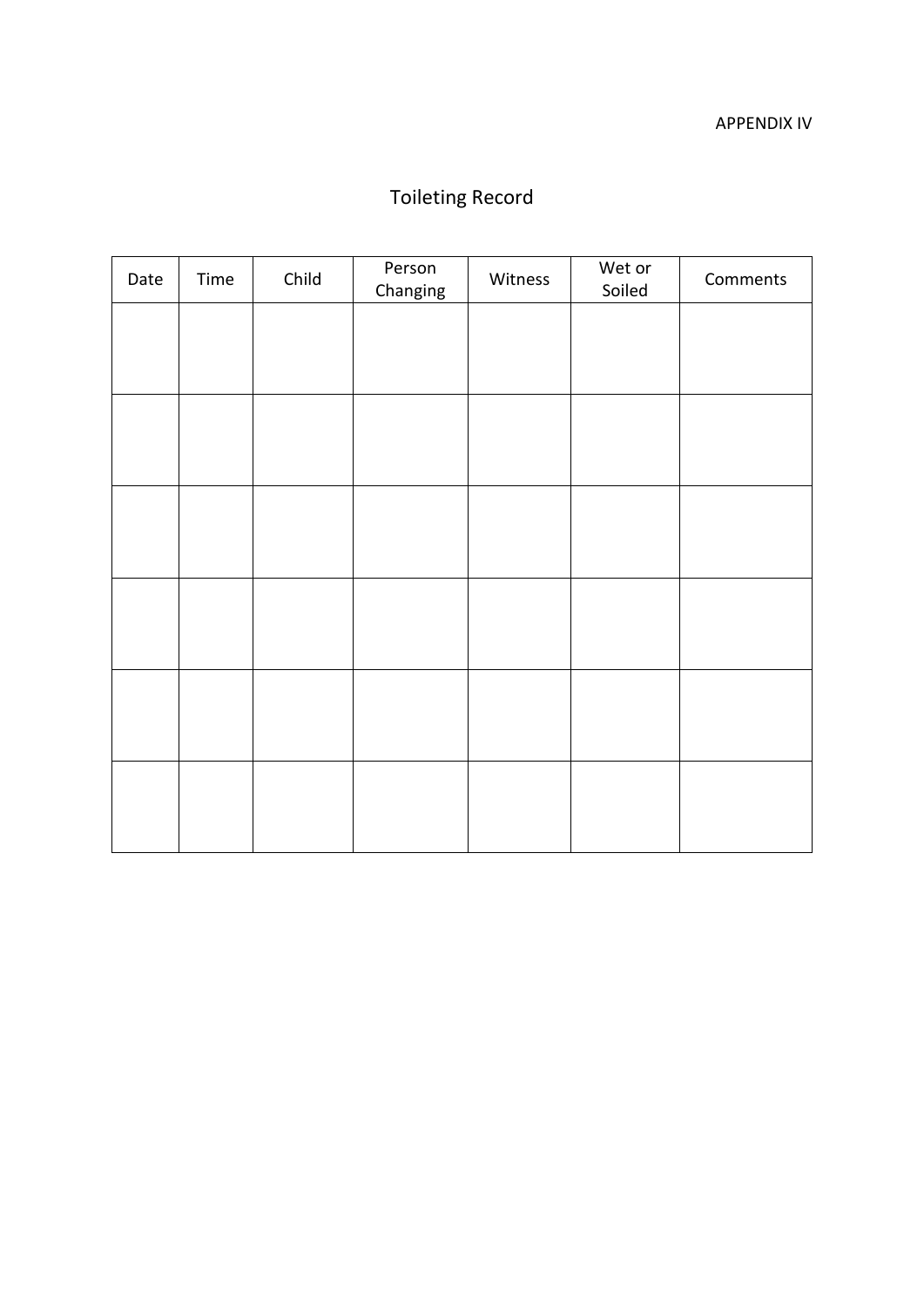APPENDIX IV

# Toileting Record

| Date | Time | Child | Person Changing | Witness | Wet or Soiled | Comments |
|---|---|---|---|---|---|---|
| | | | | | | |
| | | | | | | |
| | | | | | | |
| | | | | | | |
| | | | | | | |
| | | | | | | |